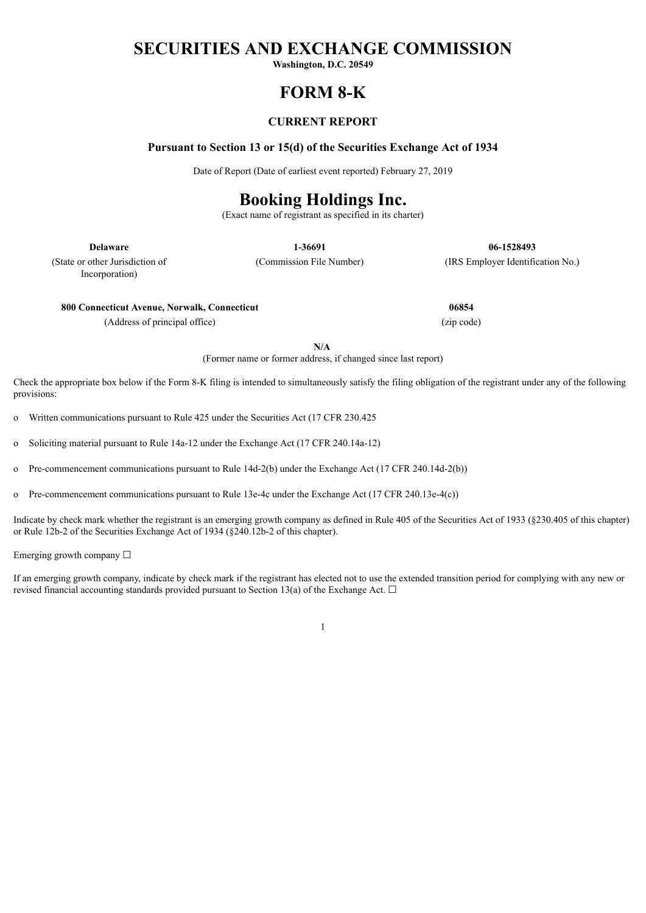# SECURITIES AND EXCHANGE COMMISSION

**Washington, D.C. 20549**

# FORM 8-K

### CURRENT REPORT

**Pursuant to Section 13 or 15(d) of the Securities Exchange Act of 1934**

Date of Report (Date of earliest event reported) February 27, 2019

# Booking Holdings Inc.

(Exact name of registrant as specified in its charter)

| **Delaware** | **1-36691** | **06-1528493** |
|---|---|---|
| (State or other Jurisdiction of Incorporation) | (Commission File Number) | (IRS Employer Identification No.) |

| **800 Connecticut Avenue, Norwalk, Connecticut** | **06854** |
|---|---|
| (Address of principal office) | (zip code) |

**N/A**

(Former name or former address, if changed since last report)

Check the appropriate box below if the Form 8-K filing is intended to simultaneously satisfy the filing obligation of the registrant under any of the following provisions:

o Written communications pursuant to Rule 425 under the Securities Act (17 CFR 230.425

o Soliciting material pursuant to Rule 14a-12 under the Exchange Act (17 CFR 240.14a-12)

o Pre-commencement communications pursuant to Rule 14d-2(b) under the Exchange Act (17 CFR 240.14d-2(b))

o Pre-commencement communications pursuant to Rule 13e-4c under the Exchange Act (17 CFR 240.13e-4(c))

Indicate by check mark whether the registrant is an emerging growth company as defined in Rule 405 of the Securities Act of 1933 (§230.405 of this chapter) or Rule 12b-2 of the Securities Exchange Act of 1934 (§240.12b-2 of this chapter).

Emerging growth company ☐

If an emerging growth company, indicate by check mark if the registrant has elected not to use the extended transition period for complying with any new or revised financial accounting standards provided pursuant to Section 13(a) of the Exchange Act. ☐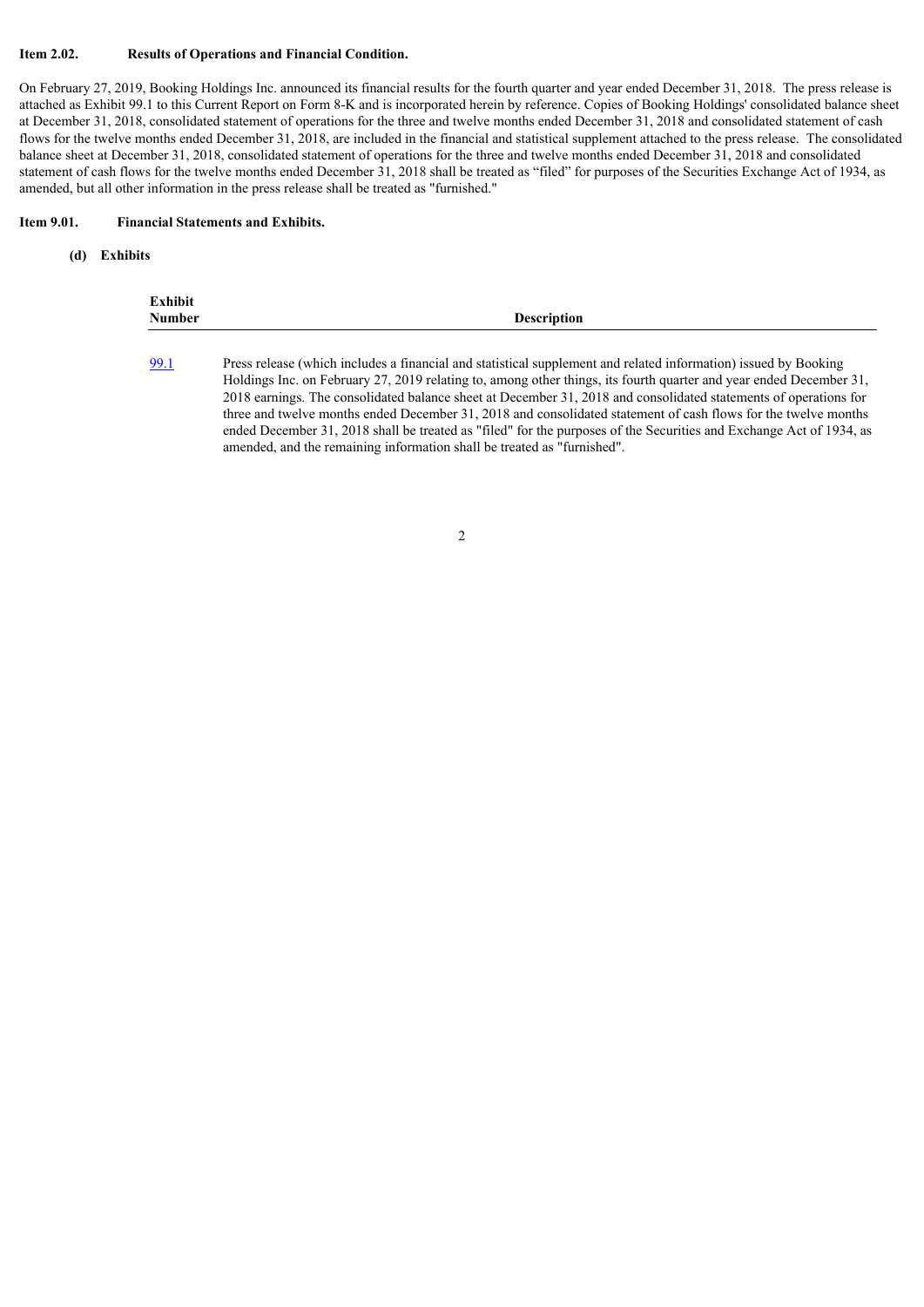**Item 2.02. Results of Operations and Financial Condition.**

On February 27, 2019, Booking Holdings Inc. announced its financial results for the fourth quarter and year ended December 31, 2018. The press release is attached as Exhibit 99.1 to this Current Report on Form 8-K and is incorporated herein by reference. Copies of Booking Holdings' consolidated balance sheet at December 31, 2018, consolidated statement of operations for the three and twelve months ended December 31, 2018 and consolidated statement of cash flows for the twelve months ended December 31, 2018, are included in the financial and statistical supplement attached to the press release. The consolidated balance sheet at December 31, 2018, consolidated statement of operations for the three and twelve months ended December 31, 2018 and consolidated statement of cash flows for the twelve months ended December 31, 2018 shall be treated as "filed" for purposes of the Securities Exchange Act of 1934, as amended, but all other information in the press release shall be treated as "furnished."

**Item 9.01. Financial Statements and Exhibits.**

**(d) Exhibits**

| Exhibit Number | Description |
| --- | --- |
| 99.1 | Press release (which includes a financial and statistical supplement and related information) issued by Booking Holdings Inc. on February 27, 2019 relating to, among other things, its fourth quarter and year ended December 31, 2018 earnings. The consolidated balance sheet at December 31, 2018 and consolidated statements of operations for three and twelve months ended December 31, 2018 and consolidated statement of cash flows for the twelve months ended December 31, 2018 shall be treated as "filed" for the purposes of the Securities and Exchange Act of 1934, as amended, and the remaining information shall be treated as "furnished". |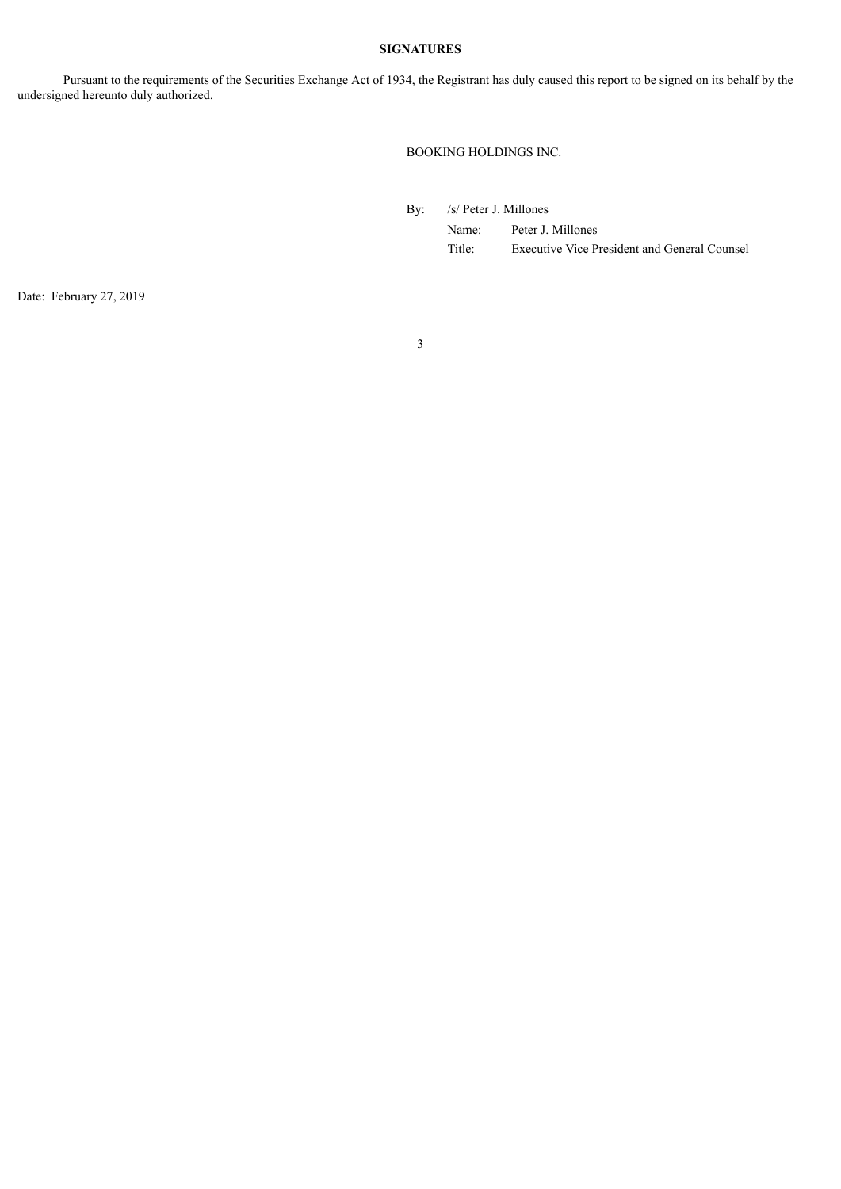## SIGNATURES

Pursuant to the requirements of the Securities Exchange Act of 1934, the Registrant has duly caused this report to be signed on its behalf by the undersigned hereunto duly authorized.

BOOKING HOLDINGS INC.

By: /s/ Peter J. Millones

Name: Peter J. Millones

Title: Executive Vice President and General Counsel

Date: February 27, 2019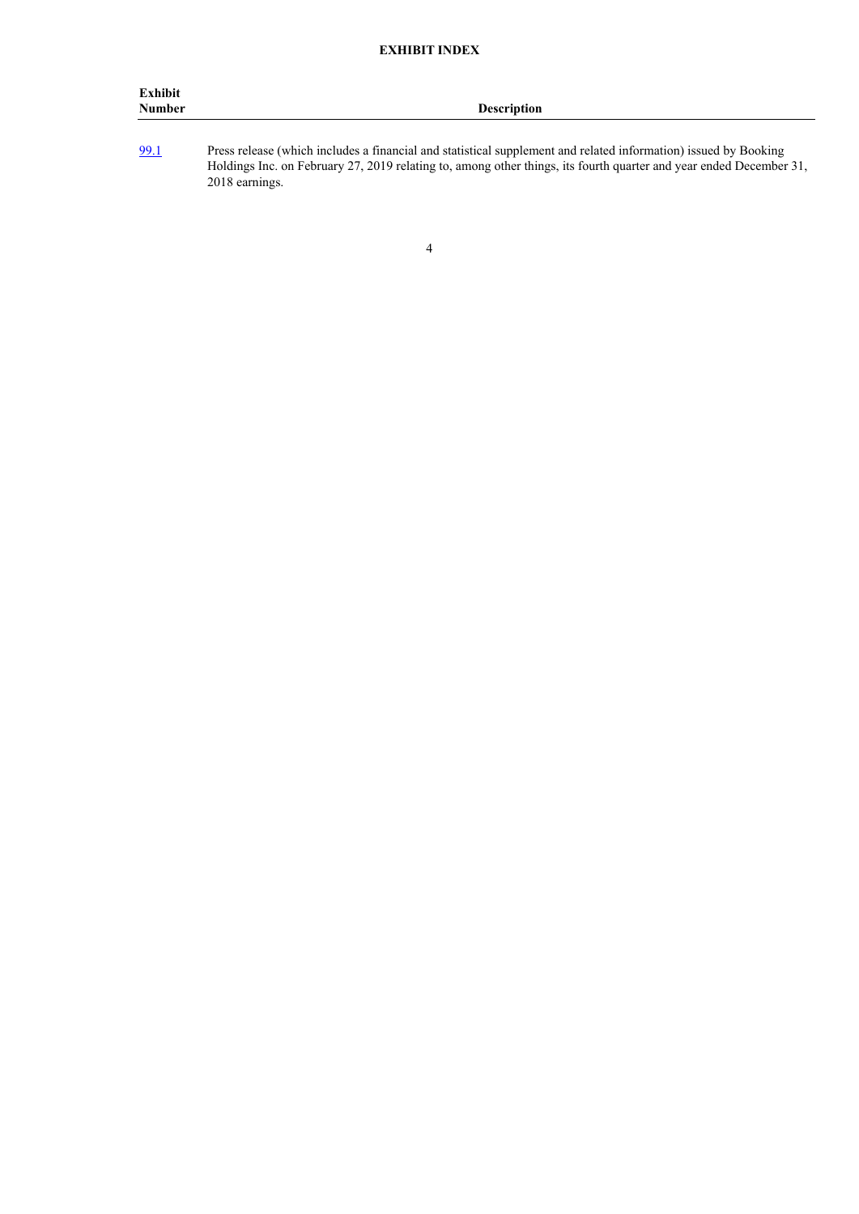## EXHIBIT INDEX

| Exhibit Number | Description |
|---|---|
| 99.1 | Press release (which includes a financial and statistical supplement and related information) issued by Booking Holdings Inc. on February 27, 2019 relating to, among other things, its fourth quarter and year ended December 31, 2018 earnings. |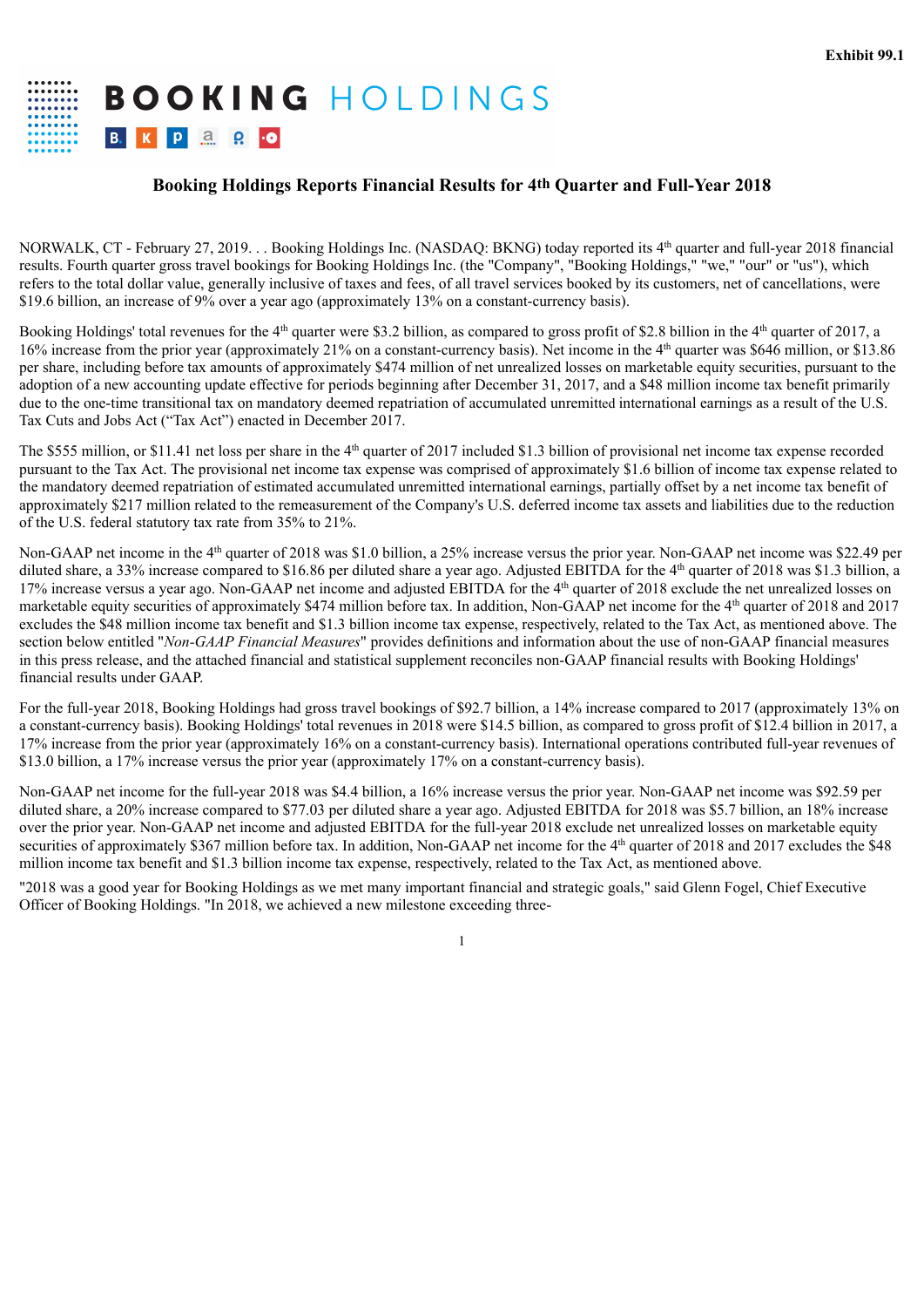**Exhibit 99.1**

BOOKING HOLDINGS

## Booking Holdings Reports Financial Results for 4th Quarter and Full-Year 2018

NORWALK, CT - February 27, 2019. . . Booking Holdings Inc. (NASDAQ: BKNG) today reported its 4th quarter and full-year 2018 financial results. Fourth quarter gross travel bookings for Booking Holdings Inc. (the "Company", "Booking Holdings," "we," "our" or "us"), which refers to the total dollar value, generally inclusive of taxes and fees, of all travel services booked by its customers, net of cancellations, were $19.6 billion, an increase of 9% over a year ago (approximately 13% on a constant-currency basis).

Booking Holdings' total revenues for the 4th quarter were $3.2 billion, as compared to gross profit of $2.8 billion in the 4th quarter of 2017, a 16% increase from the prior year (approximately 21% on a constant-currency basis). Net income in the 4th quarter was $646 million, or $13.86 per share, including before tax amounts of approximately $474 million of net unrealized losses on marketable equity securities, pursuant to the adoption of a new accounting update effective for periods beginning after December 31, 2017, and a $48 million income tax benefit primarily due to the one-time transitional tax on mandatory deemed repatriation of accumulated unremitted international earnings as a result of the U.S. Tax Cuts and Jobs Act ("Tax Act") enacted in December 2017.

The $555 million, or $11.41 net loss per share in the 4th quarter of 2017 included $1.3 billion of provisional net income tax expense recorded pursuant to the Tax Act. The provisional net income tax expense was comprised of approximately $1.6 billion of income tax expense related to the mandatory deemed repatriation of estimated accumulated unremitted international earnings, partially offset by a net income tax benefit of approximately $217 million related to the remeasurement of the Company's U.S. deferred income tax assets and liabilities due to the reduction of the U.S. federal statutory tax rate from 35% to 21%.

Non-GAAP net income in the 4th quarter of 2018 was $1.0 billion, a 25% increase versus the prior year. Non-GAAP net income was $22.49 per diluted share, a 33% increase compared to $16.86 per diluted share a year ago. Adjusted EBITDA for the 4th quarter of 2018 was $1.3 billion, a 17% increase versus a year ago. Non-GAAP net income and adjusted EBITDA for the 4th quarter of 2018 exclude the net unrealized losses on marketable equity securities of approximately $474 million before tax. In addition, Non-GAAP net income for the 4th quarter of 2018 and 2017 excludes the $48 million income tax benefit and $1.3 billion income tax expense, respectively, related to the Tax Act, as mentioned above. The section below entitled "*Non-GAAP Financial Measures*" provides definitions and information about the use of non-GAAP financial measures in this press release, and the attached financial and statistical supplement reconciles non-GAAP financial results with Booking Holdings' financial results under GAAP.

For the full-year 2018, Booking Holdings had gross travel bookings of $92.7 billion, a 14% increase compared to 2017 (approximately 13% on a constant-currency basis). Booking Holdings' total revenues in 2018 were $14.5 billion, as compared to gross profit of $12.4 billion in 2017, a 17% increase from the prior year (approximately 16% on a constant-currency basis). International operations contributed full-year revenues of $13.0 billion, a 17% increase versus the prior year (approximately 17% on a constant-currency basis).

Non-GAAP net income for the full-year 2018 was $4.4 billion, a 16% increase versus the prior year. Non-GAAP net income was $92.59 per diluted share, a 20% increase compared to $77.03 per diluted share a year ago. Adjusted EBITDA for 2018 was $5.7 billion, an 18% increase over the prior year. Non-GAAP net income and adjusted EBITDA for the full-year 2018 exclude net unrealized losses on marketable equity securities of approximately $367 million before tax. In addition, Non-GAAP net income for the 4th quarter of 2018 and 2017 excludes the $48 million income tax benefit and $1.3 billion income tax expense, respectively, related to the Tax Act, as mentioned above.

"2018 was a good year for Booking Holdings as we met many important financial and strategic goals," said Glenn Fogel, Chief Executive Officer of Booking Holdings. "In 2018, we achieved a new milestone exceeding three-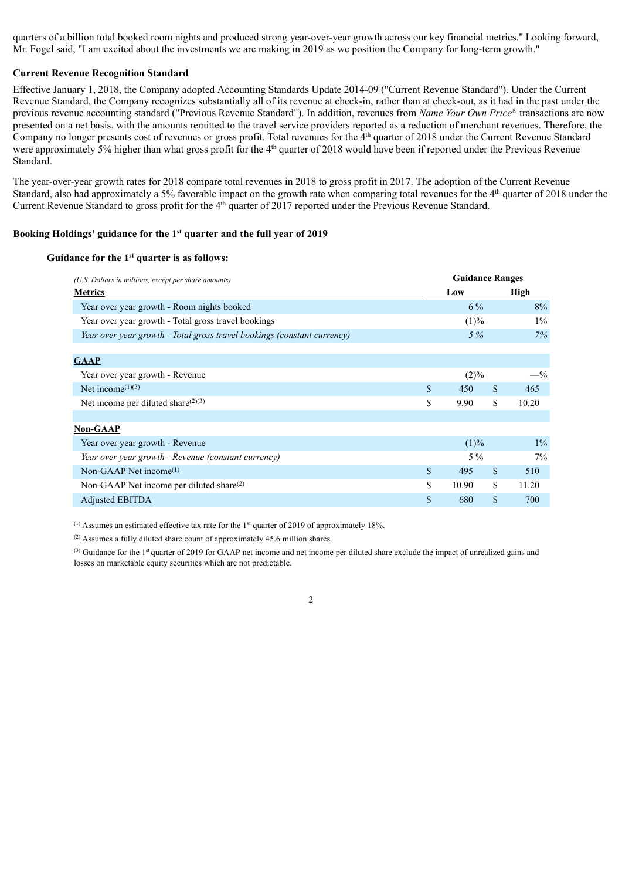quarters of a billion total booked room nights and produced strong year-over-year growth across our key financial metrics." Looking forward, Mr. Fogel said, "I am excited about the investments we are making in 2019 as we position the Company for long-term growth."

**Current Revenue Recognition Standard**

Effective January 1, 2018, the Company adopted Accounting Standards Update 2014-09 ("Current Revenue Standard"). Under the Current Revenue Standard, the Company recognizes substantially all of its revenue at check-in, rather than at check-out, as it had in the past under the previous revenue accounting standard ("Previous Revenue Standard"). In addition, revenues from *Name Your Own Price*® transactions are now presented on a net basis, with the amounts remitted to the travel service providers reported as a reduction of merchant revenues. Therefore, the Company no longer presents cost of revenues or gross profit. Total revenues for the 4th quarter of 2018 under the Current Revenue Standard were approximately 5% higher than what gross profit for the 4th quarter of 2018 would have been if reported under the Previous Revenue Standard.

The year-over-year growth rates for 2018 compare total revenues in 2018 to gross profit in 2017. The adoption of the Current Revenue Standard, also had approximately a 5% favorable impact on the growth rate when comparing total revenues for the 4th quarter of 2018 under the Current Revenue Standard to gross profit for the 4th quarter of 2017 reported under the Previous Revenue Standard.

### Booking Holdings' guidance for the 1st quarter and the full year of 2019

#### Guidance for the 1st quarter is as follows:

| *(U.S. Dollars in millions, except per share amounts)* | Guidance Ranges | |
|---|---|---|
| **Metrics** | **Low** | **High** |
| Year over year growth - Room nights booked | 6 % | 8% |
| Year over year growth - Total gross travel bookings | (1)% | 1% |
| *Year over year growth - Total gross travel bookings (constant currency)* | *5 %* | *7%* |
| | | |
| **GAAP** | | |
| Year over year growth - Revenue | (2)% | —% |
| Net income[(1)(3)] | $ 450 | $ 465 |
| Net income per diluted share[(2)(3)] | $ 9.90 | $ 10.20 |
| | | |
| **Non-GAAP** | | |
| Year over year growth - Revenue | (1)% | 1% |
| *Year over year growth - Revenue (constant currency)* | 5 % | 7% |
| Non-GAAP Net income[(1)] | $ 495 | $ 510 |
| Non-GAAP Net income per diluted share[(2)] | $ 10.90 | $ 11.20 |
| Adjusted EBITDA | $ 680 | $ 700 |

[(1)] Assumes an estimated effective tax rate for the 1st quarter of 2019 of approximately 18%.

[(2)] Assumes a fully diluted share count of approximately 45.6 million shares.

[(3)] Guidance for the 1st quarter of 2019 for GAAP net income and net income per diluted share exclude the impact of unrealized gains and losses on marketable equity securities which are not predictable.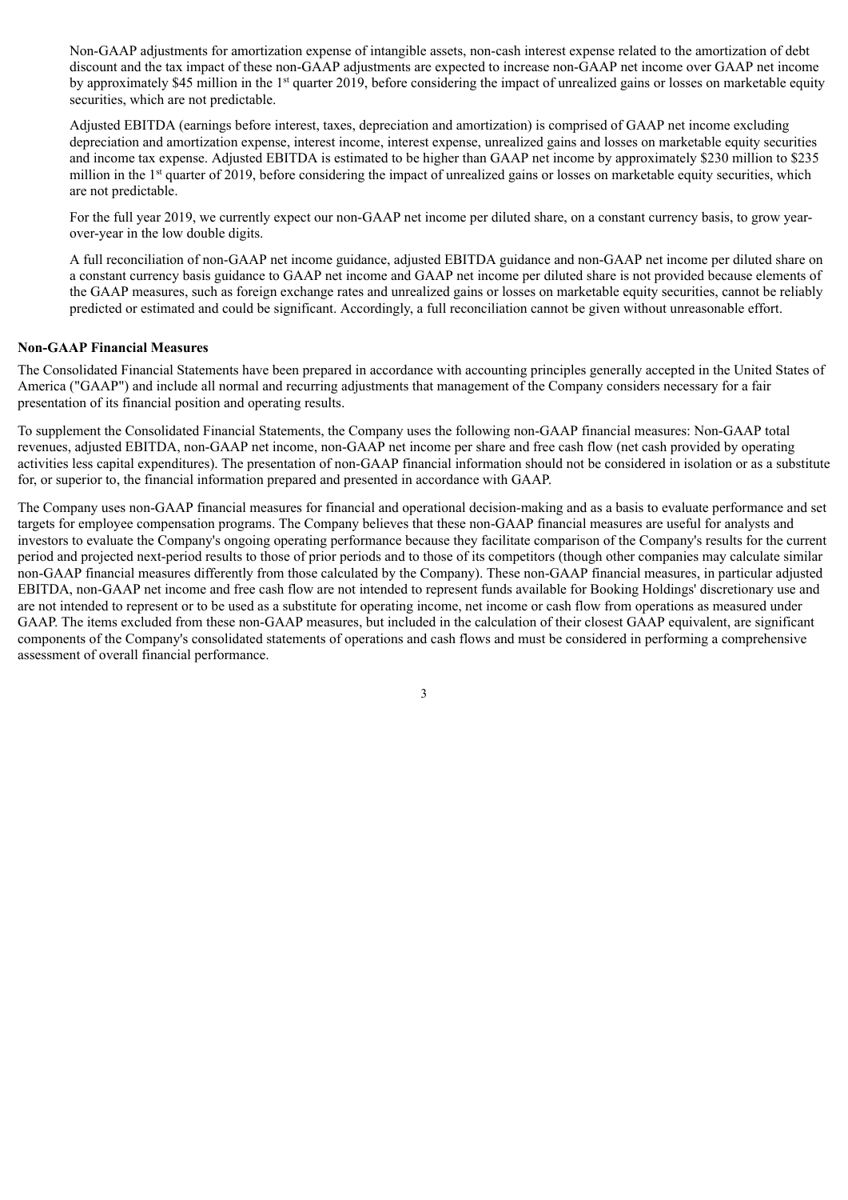Non-GAAP adjustments for amortization expense of intangible assets, non-cash interest expense related to the amortization of debt discount and the tax impact of these non-GAAP adjustments are expected to increase non-GAAP net income over GAAP net income by approximately $45 million in the 1st quarter 2019, before considering the impact of unrealized gains or losses on marketable equity securities, which are not predictable.

Adjusted EBITDA (earnings before interest, taxes, depreciation and amortization) is comprised of GAAP net income excluding depreciation and amortization expense, interest income, interest expense, unrealized gains and losses on marketable equity securities and income tax expense. Adjusted EBITDA is estimated to be higher than GAAP net income by approximately $230 million to $235 million in the 1st quarter of 2019, before considering the impact of unrealized gains or losses on marketable equity securities, which are not predictable.

For the full year 2019, we currently expect our non-GAAP net income per diluted share, on a constant currency basis, to grow year-over-year in the low double digits.

A full reconciliation of non-GAAP net income guidance, adjusted EBITDA guidance and non-GAAP net income per diluted share on a constant currency basis guidance to GAAP net income and GAAP net income per diluted share is not provided because elements of the GAAP measures, such as foreign exchange rates and unrealized gains or losses on marketable equity securities, cannot be reliably predicted or estimated and could be significant. Accordingly, a full reconciliation cannot be given without unreasonable effort.

**Non-GAAP Financial Measures**

The Consolidated Financial Statements have been prepared in accordance with accounting principles generally accepted in the United States of America ("GAAP") and include all normal and recurring adjustments that management of the Company considers necessary for a fair presentation of its financial position and operating results.

To supplement the Consolidated Financial Statements, the Company uses the following non-GAAP financial measures: Non-GAAP total revenues, adjusted EBITDA, non-GAAP net income, non-GAAP net income per share and free cash flow (net cash provided by operating activities less capital expenditures). The presentation of non-GAAP financial information should not be considered in isolation or as a substitute for, or superior to, the financial information prepared and presented in accordance with GAAP.

The Company uses non-GAAP financial measures for financial and operational decision-making and as a basis to evaluate performance and set targets for employee compensation programs. The Company believes that these non-GAAP financial measures are useful for analysts and investors to evaluate the Company's ongoing operating performance because they facilitate comparison of the Company's results for the current period and projected next-period results to those of prior periods and to those of its competitors (though other companies may calculate similar non-GAAP financial measures differently from those calculated by the Company). These non-GAAP financial measures, in particular adjusted EBITDA, non-GAAP net income and free cash flow are not intended to represent funds available for Booking Holdings' discretionary use and are not intended to represent or to be used as a substitute for operating income, net income or cash flow from operations as measured under GAAP. The items excluded from these non-GAAP measures, but included in the calculation of their closest GAAP equivalent, are significant components of the Company's consolidated statements of operations and cash flows and must be considered in performing a comprehensive assessment of overall financial performance.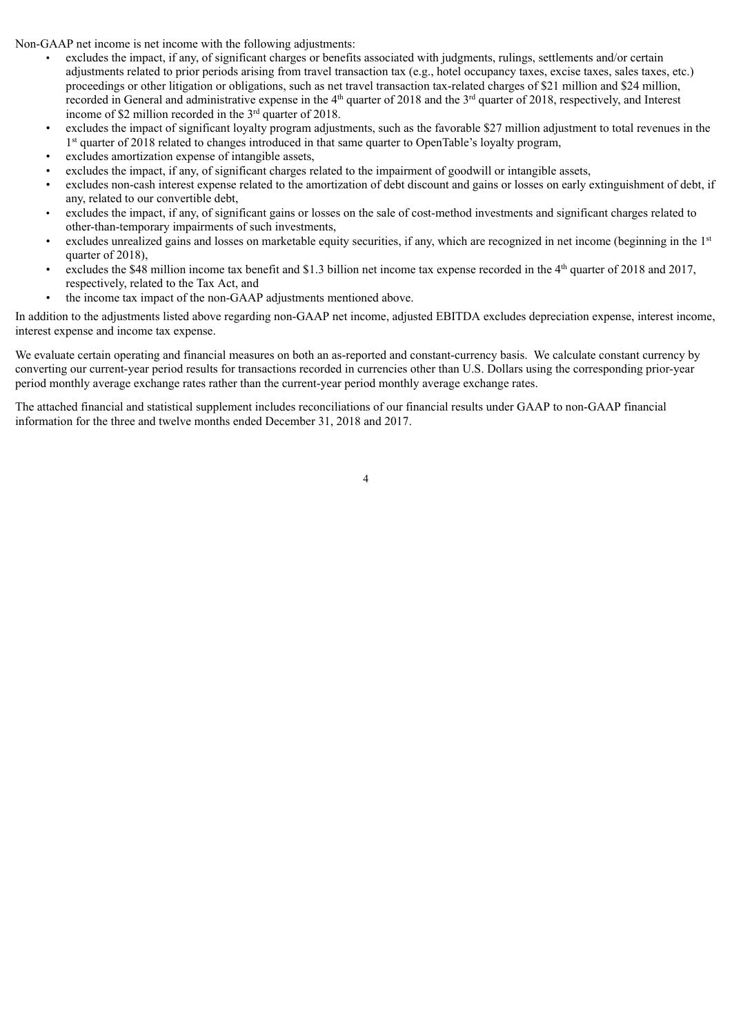Non-GAAP net income is net income with the following adjustments:

- excludes the impact, if any, of significant charges or benefits associated with judgments, rulings, settlements and/or certain adjustments related to prior periods arising from travel transaction tax (e.g., hotel occupancy taxes, excise taxes, sales taxes, etc.) proceedings or other litigation or obligations, such as net travel transaction tax-related charges of $21 million and $24 million, recorded in General and administrative expense in the 4th quarter of 2018 and the 3rd quarter of 2018, respectively, and Interest income of $2 million recorded in the 3rd quarter of 2018.
- excludes the impact of significant loyalty program adjustments, such as the favorable $27 million adjustment to total revenues in the 1st quarter of 2018 related to changes introduced in that same quarter to OpenTable's loyalty program,
- excludes amortization expense of intangible assets,
- excludes the impact, if any, of significant charges related to the impairment of goodwill or intangible assets,
- excludes non-cash interest expense related to the amortization of debt discount and gains or losses on early extinguishment of debt, if any, related to our convertible debt,
- excludes the impact, if any, of significant gains or losses on the sale of cost-method investments and significant charges related to other-than-temporary impairments of such investments,
- excludes unrealized gains and losses on marketable equity securities, if any, which are recognized in net income (beginning in the 1st quarter of 2018),
- excludes the $48 million income tax benefit and $1.3 billion net income tax expense recorded in the 4th quarter of 2018 and 2017, respectively, related to the Tax Act, and
- the income tax impact of the non-GAAP adjustments mentioned above.

In addition to the adjustments listed above regarding non-GAAP net income, adjusted EBITDA excludes depreciation expense, interest income, interest expense and income tax expense.

We evaluate certain operating and financial measures on both an as-reported and constant-currency basis. We calculate constant currency by converting our current-year period results for transactions recorded in currencies other than U.S. Dollars using the corresponding prior-year period monthly average exchange rates rather than the current-year period monthly average exchange rates.

The attached financial and statistical supplement includes reconciliations of our financial results under GAAP to non-GAAP financial information for the three and twelve months ended December 31, 2018 and 2017.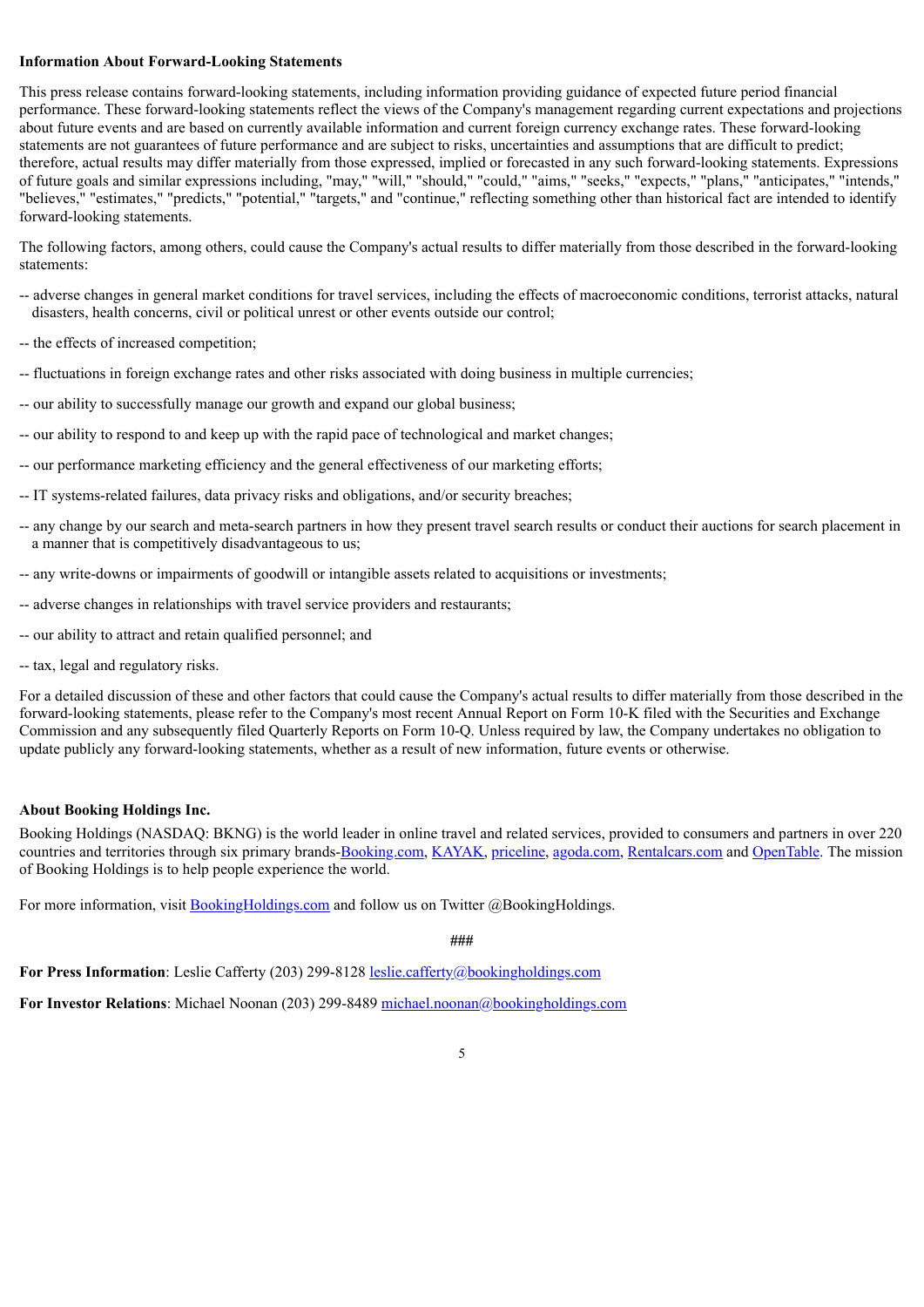**Information About Forward-Looking Statements**

This press release contains forward-looking statements, including information providing guidance of expected future period financial performance. These forward-looking statements reflect the views of the Company's management regarding current expectations and projections about future events and are based on currently available information and current foreign currency exchange rates. These forward-looking statements are not guarantees of future performance and are subject to risks, uncertainties and assumptions that are difficult to predict; therefore, actual results may differ materially from those expressed, implied or forecasted in any such forward-looking statements. Expressions of future goals and similar expressions including, "may," "will," "should," "could," "aims," "seeks," "expects," "plans," "anticipates," "intends," "believes," "estimates," "predicts," "potential," "targets," and "continue," reflecting something other than historical fact are intended to identify forward-looking statements.

The following factors, among others, could cause the Company's actual results to differ materially from those described in the forward-looking statements:

-- adverse changes in general market conditions for travel services, including the effects of macroeconomic conditions, terrorist attacks, natural disasters, health concerns, civil or political unrest or other events outside our control;

-- the effects of increased competition;

-- fluctuations in foreign exchange rates and other risks associated with doing business in multiple currencies;

-- our ability to successfully manage our growth and expand our global business;

-- our ability to respond to and keep up with the rapid pace of technological and market changes;

-- our performance marketing efficiency and the general effectiveness of our marketing efforts;

-- IT systems-related failures, data privacy risks and obligations, and/or security breaches;

-- any change by our search and meta-search partners in how they present travel search results or conduct their auctions for search placement in a manner that is competitively disadvantageous to us;

-- any write-downs or impairments of goodwill or intangible assets related to acquisitions or investments;

-- adverse changes in relationships with travel service providers and restaurants;

-- our ability to attract and retain qualified personnel; and

-- tax, legal and regulatory risks.

For a detailed discussion of these and other factors that could cause the Company's actual results to differ materially from those described in the forward-looking statements, please refer to the Company's most recent Annual Report on Form 10-K filed with the Securities and Exchange Commission and any subsequently filed Quarterly Reports on Form 10-Q. Unless required by law, the Company undertakes no obligation to update publicly any forward-looking statements, whether as a result of new information, future events or otherwise.

**About Booking Holdings Inc.**

Booking Holdings (NASDAQ: BKNG) is the world leader in online travel and related services, provided to consumers and partners in over 220 countries and territories through six primary brands-Booking.com, KAYAK, priceline, agoda.com, Rentalcars.com and OpenTable. The mission of Booking Holdings is to help people experience the world.

For more information, visit BookingHoldings.com and follow us on Twitter @BookingHoldings.

###

**For Press Information**: Leslie Cafferty (203) 299-8128 leslie.cafferty@bookingholdings.com

**For Investor Relations**: Michael Noonan (203) 299-8489 michael.noonan@bookingholdings.com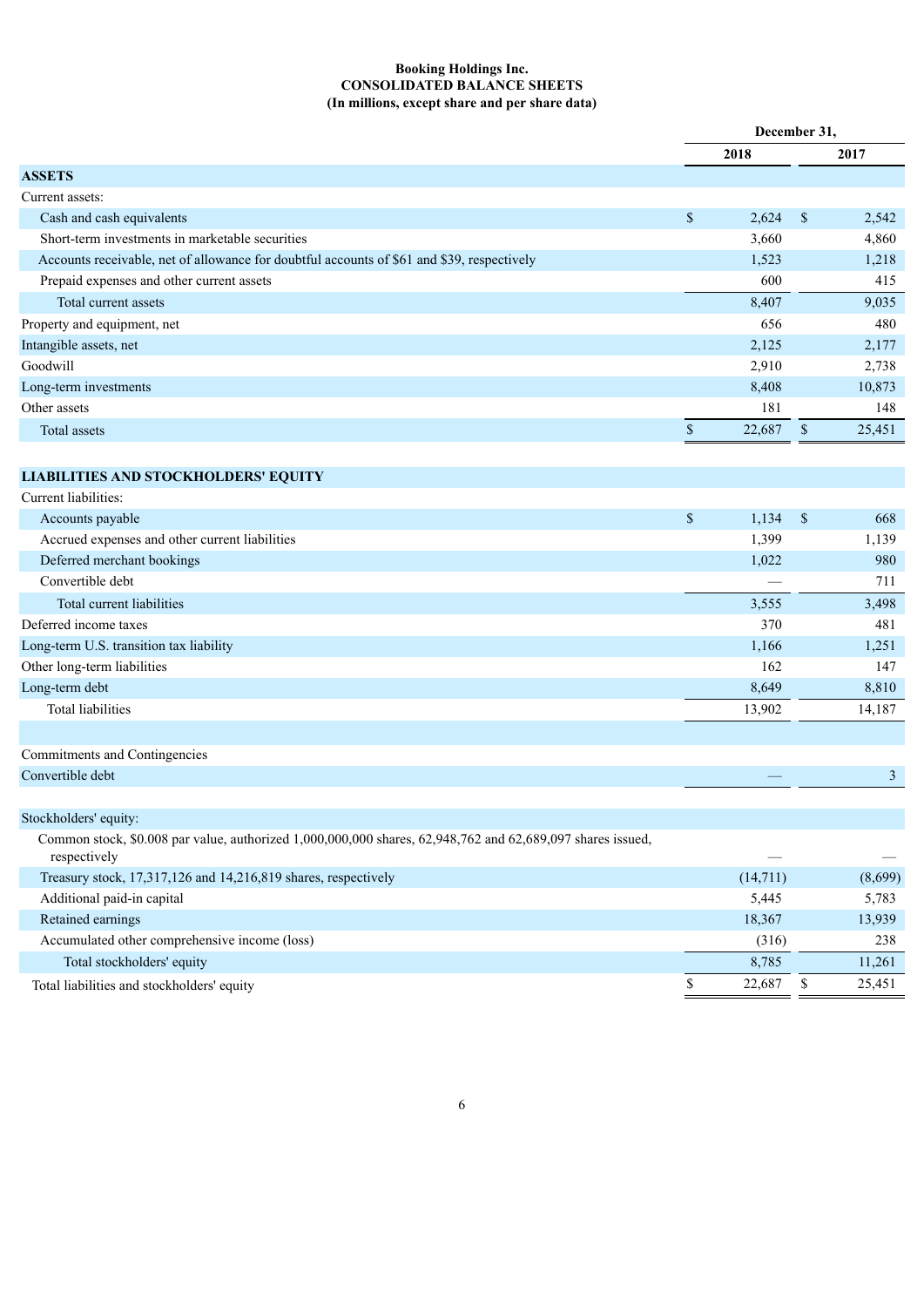**Booking Holdings Inc.**
**CONSOLIDATED BALANCE SHEETS**
**(In millions, except share and per share data)**

| | December 31, 2018 | December 31, 2017 |
|---|---|---|
| **ASSETS** | | |
| Current assets: | | |
| Cash and cash equivalents | $ 2,624 | $ 2,542 |
| Short-term investments in marketable securities | 3,660 | 4,860 |
| Accounts receivable, net of allowance for doubtful accounts of $61 and $39, respectively | 1,523 | 1,218 |
| Prepaid expenses and other current assets | 600 | 415 |
| Total current assets | 8,407 | 9,035 |
| Property and equipment, net | 656 | 480 |
| Intangible assets, net | 2,125 | 2,177 |
| Goodwill | 2,910 | 2,738 |
| Long-term investments | 8,408 | 10,873 |
| Other assets | 181 | 148 |
| Total assets | $ 22,687 | $ 25,451 |
| **LIABILITIES AND STOCKHOLDERS' EQUITY** | | |
| Current liabilities: | | |
| Accounts payable | $ 1,134 | $ 668 |
| Accrued expenses and other current liabilities | 1,399 | 1,139 |
| Deferred merchant bookings | 1,022 | 980 |
| Convertible debt | — | 711 |
| Total current liabilities | 3,555 | 3,498 |
| Deferred income taxes | 370 | 481 |
| Long-term U.S. transition tax liability | 1,166 | 1,251 |
| Other long-term liabilities | 162 | 147 |
| Long-term debt | 8,649 | 8,810 |
| Total liabilities | 13,902 | 14,187 |
| | | |
| Commitments and Contingencies | | |
| Convertible debt | — | 3 |
| | | |
| Stockholders' equity: | | |
| Common stock, $0.008 par value, authorized 1,000,000,000 shares, 62,948,762 and 62,689,097 shares issued, respectively | — | — |
| Treasury stock, 17,317,126 and 14,216,819 shares, respectively | (14,711) | (8,699) |
| Additional paid-in capital | 5,445 | 5,783 |
| Retained earnings | 18,367 | 13,939 |
| Accumulated other comprehensive income (loss) | (316) | 238 |
| Total stockholders' equity | 8,785 | 11,261 |
| Total liabilities and stockholders' equity | $ 22,687 | $ 25,451 |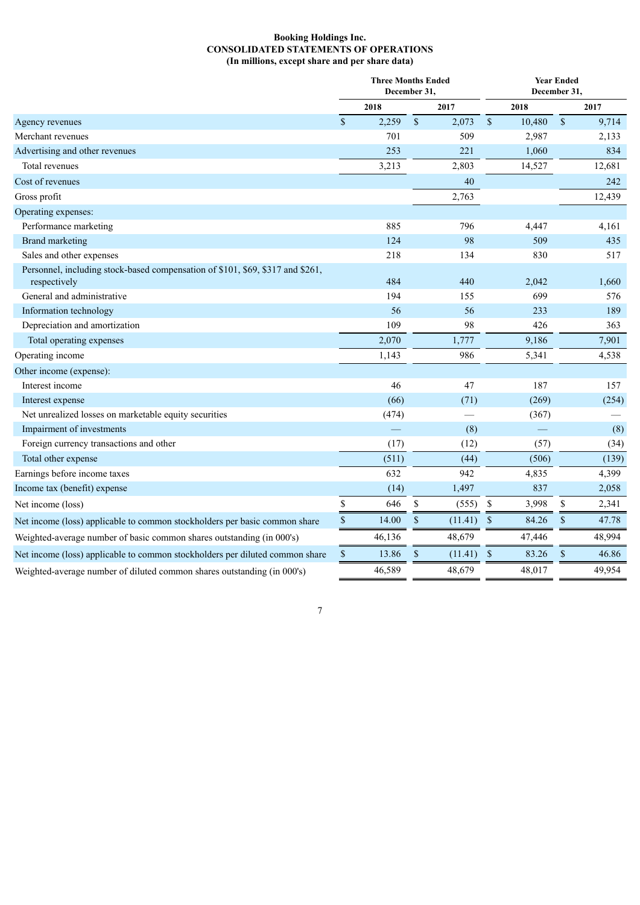**Booking Holdings Inc.**
**CONSOLIDATED STATEMENTS OF OPERATIONS**
**(In millions, except share and per share data)**

| | Three Months Ended December 31, | | Year Ended December 31, | |
|---|---|---|---|---|
| | 2018 | 2017 | 2018 | 2017 |
| Agency revenues | $ 2,259 | $ 2,073 | $ 10,480 | $ 9,714 |
| Merchant revenues | 701 | 509 | 2,987 | 2,133 |
| Advertising and other revenues | 253 | 221 | 1,060 | 834 |
| Total revenues | 3,213 | 2,803 | 14,527 | 12,681 |
| Cost of revenues | | 40 | | 242 |
| Gross profit | | 2,763 | | 12,439 |
| Operating expenses: | | | | |
| Performance marketing | 885 | 796 | 4,447 | 4,161 |
| Brand marketing | 124 | 98 | 509 | 435 |
| Sales and other expenses | 218 | 134 | 830 | 517 |
| Personnel, including stock-based compensation of $101, $69, $317 and $261, respectively | 484 | 440 | 2,042 | 1,660 |
| General and administrative | 194 | 155 | 699 | 576 |
| Information technology | 56 | 56 | 233 | 189 |
| Depreciation and amortization | 109 | 98 | 426 | 363 |
| Total operating expenses | 2,070 | 1,777 | 9,186 | 7,901 |
| Operating income | 1,143 | 986 | 5,341 | 4,538 |
| Other income (expense): | | | | |
| Interest income | 46 | 47 | 187 | 157 |
| Interest expense | (66) | (71) | (269) | (254) |
| Net unrealized losses on marketable equity securities | (474) | — | (367) | — |
| Impairment of investments | — | (8) | — | (8) |
| Foreign currency transactions and other | (17) | (12) | (57) | (34) |
| Total other expense | (511) | (44) | (506) | (139) |
| Earnings before income taxes | 632 | 942 | 4,835 | 4,399 |
| Income tax (benefit) expense | (14) | 1,497 | 837 | 2,058 |
| Net income (loss) | $ 646 | $ (555) | $ 3,998 | $ 2,341 |
| Net income (loss) applicable to common stockholders per basic common share | $ 14.00 | $ (11.41) | $ 84.26 | $ 47.78 |
| Weighted-average number of basic common shares outstanding (in 000's) | 46,136 | 48,679 | 47,446 | 48,994 |
| Net income (loss) applicable to common stockholders per diluted common share | $ 13.86 | $ (11.41) | $ 83.26 | $ 46.86 |
| Weighted-average number of diluted common shares outstanding (in 000's) | 46,589 | 48,679 | 48,017 | 49,954 |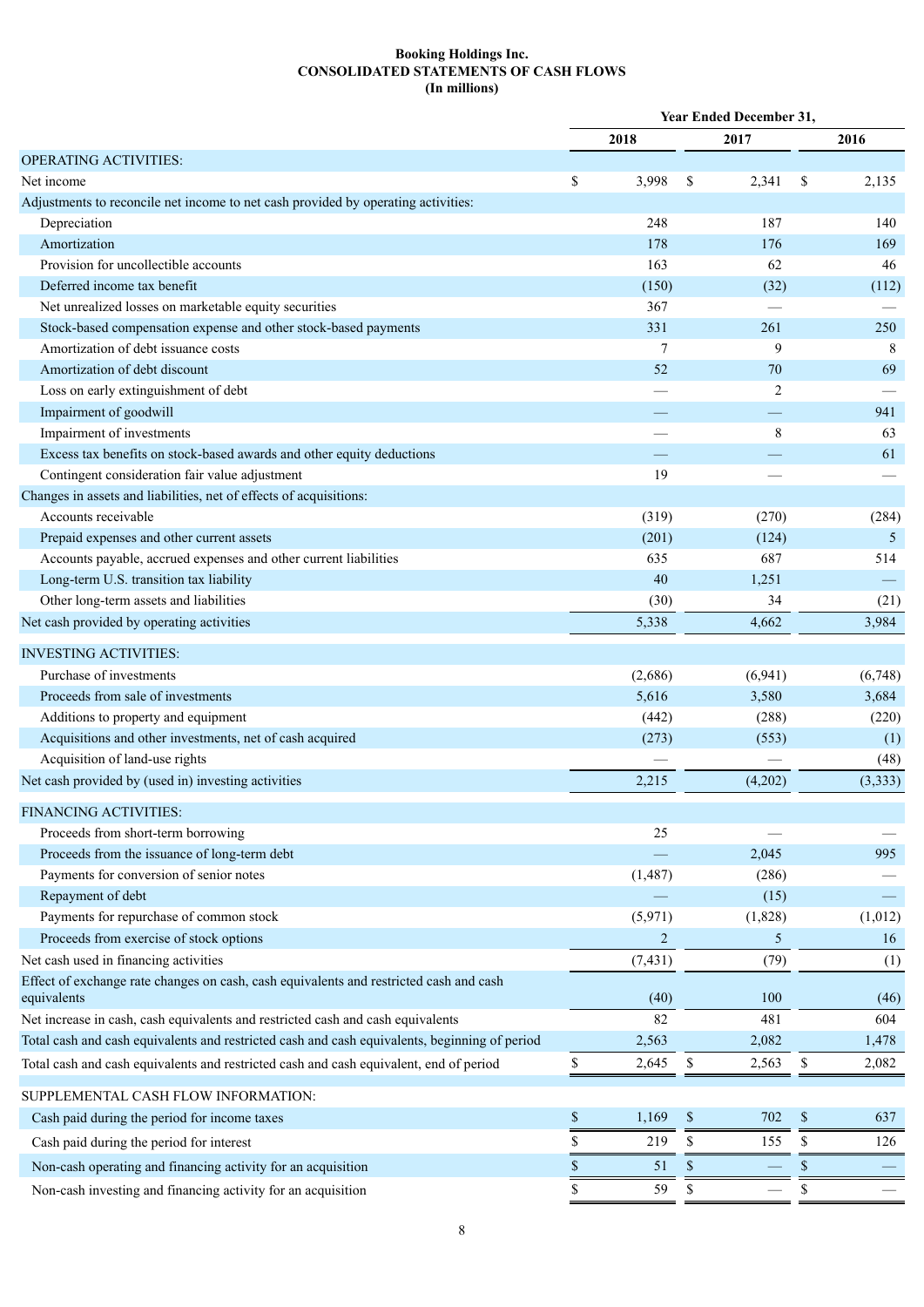**Booking Holdings Inc.**
**CONSOLIDATED STATEMENTS OF CASH FLOWS**
**(In millions)**

| | Year Ended December 31, | | |
|---|---|---|---|
| | 2018 | 2017 | 2016 |
| OPERATING ACTIVITIES: | | | |
| Net income | $ 3,998 | $ 2,341 | $ 2,135 |
| Adjustments to reconcile net income to net cash provided by operating activities: | | | |
| Depreciation | 248 | 187 | 140 |
| Amortization | 178 | 176 | 169 |
| Provision for uncollectible accounts | 163 | 62 | 46 |
| Deferred income tax benefit | (150) | (32) | (112) |
| Net unrealized losses on marketable equity securities | 367 | — | — |
| Stock-based compensation expense and other stock-based payments | 331 | 261 | 250 |
| Amortization of debt issuance costs | 7 | 9 | 8 |
| Amortization of debt discount | 52 | 70 | 69 |
| Loss on early extinguishment of debt | — | 2 | — |
| Impairment of goodwill | — | — | 941 |
| Impairment of investments | — | 8 | 63 |
| Excess tax benefits on stock-based awards and other equity deductions | — | — | 61 |
| Contingent consideration fair value adjustment | 19 | — | — |
| Changes in assets and liabilities, net of effects of acquisitions: | | | |
| Accounts receivable | (319) | (270) | (284) |
| Prepaid expenses and other current assets | (201) | (124) | 5 |
| Accounts payable, accrued expenses and other current liabilities | 635 | 687 | 514 |
| Long-term U.S. transition tax liability | 40 | 1,251 | — |
| Other long-term assets and liabilities | (30) | 34 | (21) |
| Net cash provided by operating activities | 5,338 | 4,662 | 3,984 |
| INVESTING ACTIVITIES: | | | |
| Purchase of investments | (2,686) | (6,941) | (6,748) |
| Proceeds from sale of investments | 5,616 | 3,580 | 3,684 |
| Additions to property and equipment | (442) | (288) | (220) |
| Acquisitions and other investments, net of cash acquired | (273) | (553) | (1) |
| Acquisition of land-use rights | — | — | (48) |
| Net cash provided by (used in) investing activities | 2,215 | (4,202) | (3,333) |
| FINANCING ACTIVITIES: | | | |
| Proceeds from short-term borrowing | 25 | — | — |
| Proceeds from the issuance of long-term debt | — | 2,045 | 995 |
| Payments for conversion of senior notes | (1,487) | (286) | — |
| Repayment of debt | — | (15) | — |
| Payments for repurchase of common stock | (5,971) | (1,828) | (1,012) |
| Proceeds from exercise of stock options | 2 | 5 | 16 |
| Net cash used in financing activities | (7,431) | (79) | (1) |
| Effect of exchange rate changes on cash, cash equivalents and restricted cash and cash equivalents | (40) | 100 | (46) |
| Net increase in cash, cash equivalents and restricted cash and cash equivalents | 82 | 481 | 604 |
| Total cash and cash equivalents and restricted cash and cash equivalents, beginning of period | 2,563 | 2,082 | 1,478 |
| Total cash and cash equivalents and restricted cash and cash equivalent, end of period | $ 2,645 | $ 2,563 | $ 2,082 |
| SUPPLEMENTAL CASH FLOW INFORMATION: | | | |
| Cash paid during the period for income taxes | $ 1,169 | $ 702 | $ 637 |
| Cash paid during the period for interest | $ 219 | $ 155 | $ 126 |
| Non-cash operating and financing activity for an acquisition | $ 51 | $ — | $ — |
| Non-cash investing and financing activity for an acquisition | $ 59 | $ — | $ — |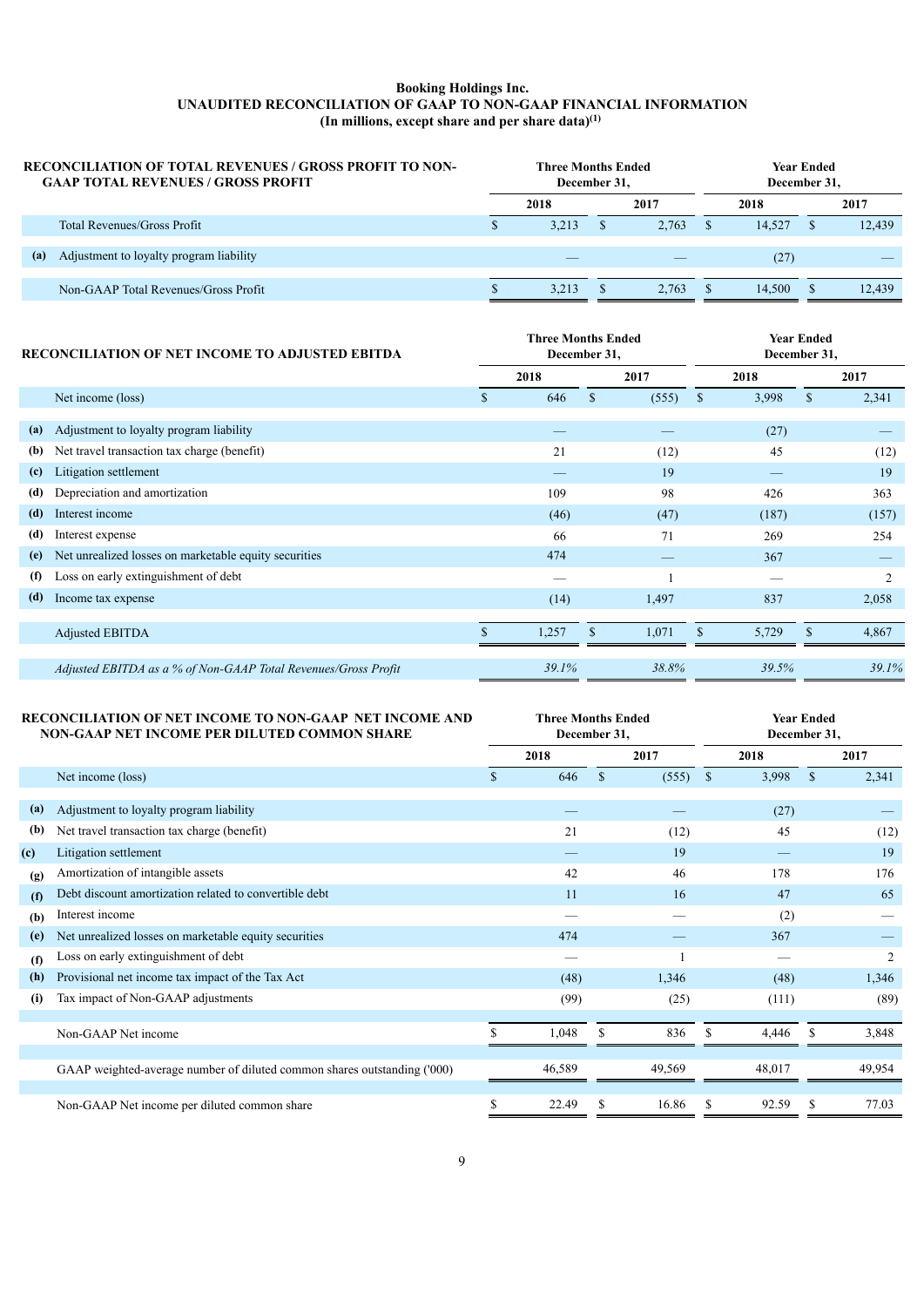# Booking Holdings Inc.
## UNAUDITED RECONCILIATION OF GAAP TO NON-GAAP FINANCIAL INFORMATION
### (In millions, except share and per share data)[1]

| | RECONCILIATION OF TOTAL REVENUES / GROSS PROFIT TO NON-GAAP TOTAL REVENUES / GROSS PROFIT | Three Months Ended December 31, | | Year Ended December 31, | |
|---|---|---|---|---|---|
| | | 2018 | 2017 | 2018 | 2017 |
| | Total Revenues/Gross Profit | $ 3,213 | $ 2,763 | $ 14,527 | $ 12,439 |
| (a) | Adjustment to loyalty program liability | — | — | (27) | — |
| | Non-GAAP Total Revenues/Gross Profit | $ 3,213 | $ 2,763 | $ 14,500 | $ 12,439 |

| | RECONCILIATION OF NET INCOME TO ADJUSTED EBITDA | Three Months Ended December 31, | | Year Ended December 31, | |
|---|---|---|---|---|---|
| | | 2018 | 2017 | 2018 | 2017 |
| | Net income (loss) | $ 646 | $ (555) | $ 3,998 | $ 2,341 |
| (a) | Adjustment to loyalty program liability | — | — | (27) | — |
| (b) | Net travel transaction tax charge (benefit) | 21 | (12) | 45 | (12) |
| (c) | Litigation settlement | — | 19 | — | 19 |
| (d) | Depreciation and amortization | 109 | 98 | 426 | 363 |
| (d) | Interest income | (46) | (47) | (187) | (157) |
| (d) | Interest expense | 66 | 71 | 269 | 254 |
| (e) | Net unrealized losses on marketable equity securities | 474 | — | 367 | — |
| (f) | Loss on early extinguishment of debt | — | 1 | — | 2 |
| (d) | Income tax expense | (14) | 1,497 | 837 | 2,058 |
| | Adjusted EBITDA | $ 1,257 | $ 1,071 | $ 5,729 | $ 4,867 |
| | *Adjusted EBITDA as a % of Non-GAAP Total Revenues/Gross Profit* | *39.1%* | *38.8%* | *39.5%* | *39.1%* |

| | RECONCILIATION OF NET INCOME TO NON-GAAP NET INCOME AND NON-GAAP NET INCOME PER DILUTED COMMON SHARE | Three Months Ended December 31, | | Year Ended December 31, | |
|---|---|---|---|---|---|
| | | 2018 | 2017 | 2018 | 2017 |
| | Net income (loss) | $ 646 | $ (555) | $ 3,998 | $ 2,341 |
| (a) | Adjustment to loyalty program liability | — | — | (27) | — |
| (b) | Net travel transaction tax charge (benefit) | 21 | (12) | 45 | (12) |
| (c) | Litigation settlement | — | 19 | — | 19 |
| (g) | Amortization of intangible assets | 42 | 46 | 178 | 176 |
| (f) | Debt discount amortization related to convertible debt | 11 | 16 | 47 | 65 |
| (b) | Interest income | — | — | (2) | — |
| (e) | Net unrealized losses on marketable equity securities | 474 | — | 367 | — |
| (f) | Loss on early extinguishment of debt | — | 1 | — | 2 |
| (h) | Provisional net income tax impact of the Tax Act | (48) | 1,346 | (48) | 1,346 |
| (i) | Tax impact of Non-GAAP adjustments | (99) | (25) | (111) | (89) |
| | Non-GAAP Net income | $ 1,048 | $ 836 | $ 4,446 | $ 3,848 |
| | GAAP weighted-average number of diluted common shares outstanding ('000) | 46,589 | 49,569 | 48,017 | 49,954 |
| | Non-GAAP Net income per diluted common share | $ 22.49 | $ 16.86 | $ 92.59 | $ 77.03 |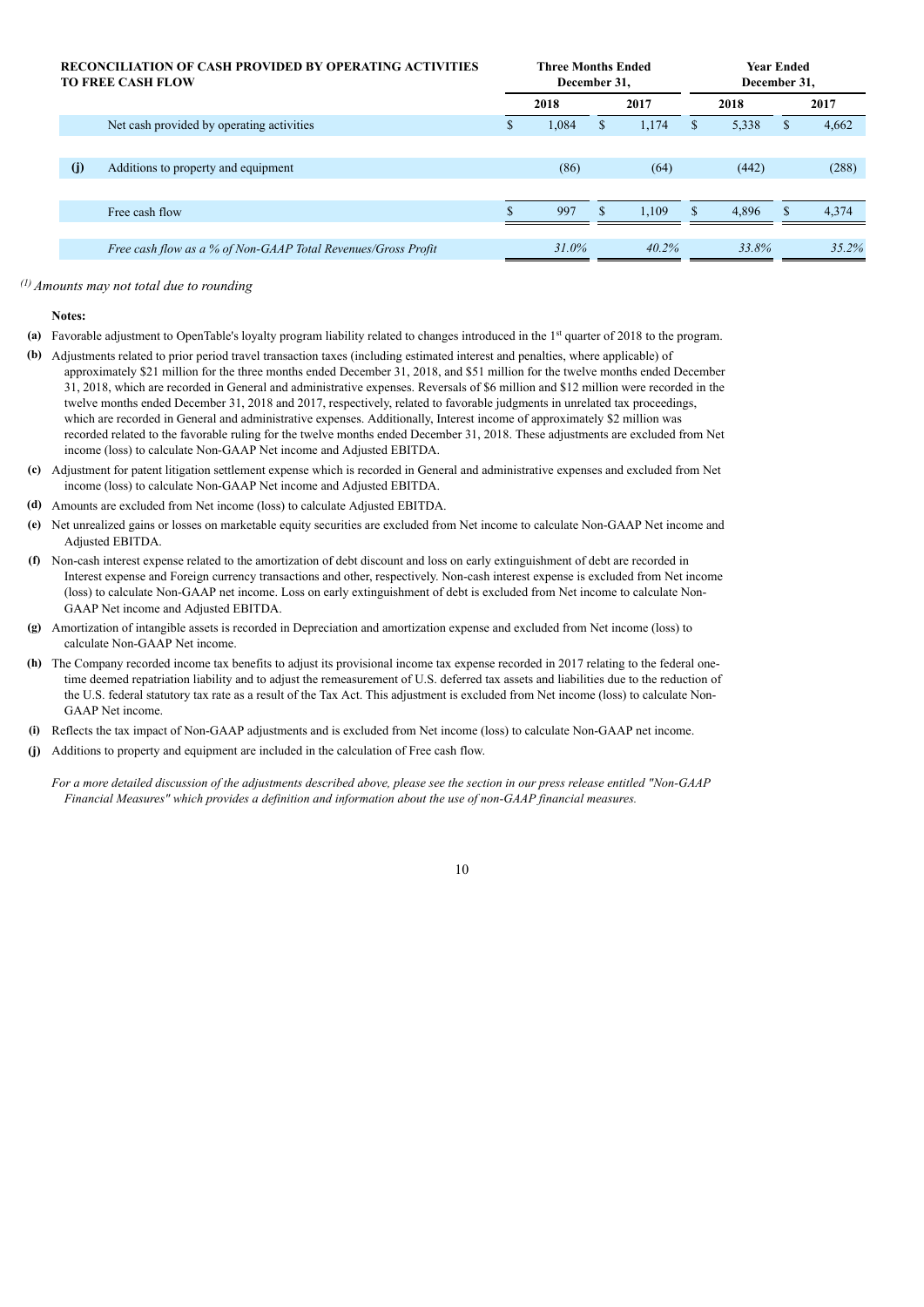| | RECONCILIATION OF CASH PROVIDED BY OPERATING ACTIVITIES TO FREE CASH FLOW | Three Months Ended December 31, | | Year Ended December 31, | |
|---|---|---|---|---|---|
| | | 2018 | 2017 | 2018 | 2017 |
| | Net cash provided by operating activities | $ 1,084 | $ 1,174 | $ 5,338 | $ 4,662 |
| (j) | Additions to property and equipment | (86) | (64) | (442) | (288) |
| | Free cash flow | $ 997 | $ 1,109 | $ 4,896 | $ 4,374 |
| | *Free cash flow as a % of Non-GAAP Total Revenues/Gross Profit* | *31.0%* | *40.2%* | *33.8%* | *35.2%* |

*[(1)] Amounts may not total due to rounding*

**Notes:**

**(a)** Favorable adjustment to OpenTable's loyalty program liability related to changes introduced in the 1st quarter of 2018 to the program.

**(b)** Adjustments related to prior period travel transaction taxes (including estimated interest and penalties, where applicable) of approximately $21 million for the three months ended December 31, 2018, and $51 million for the twelve months ended December 31, 2018, which are recorded in General and administrative expenses. Reversals of $6 million and $12 million were recorded in the twelve months ended December 31, 2018 and 2017, respectively, related to favorable judgments in unrelated tax proceedings, which are recorded in General and administrative expenses. Additionally, Interest income of approximately $2 million was recorded related to the favorable ruling for the twelve months ended December 31, 2018. These adjustments are excluded from Net income (loss) to calculate Non-GAAP Net income and Adjusted EBITDA.

**(c)** Adjustment for patent litigation settlement expense which is recorded in General and administrative expenses and excluded from Net income (loss) to calculate Non-GAAP Net income and Adjusted EBITDA.

**(d)** Amounts are excluded from Net income (loss) to calculate Adjusted EBITDA.

**(e)** Net unrealized gains or losses on marketable equity securities are excluded from Net income to calculate Non-GAAP Net income and Adjusted EBITDA.

**(f)** Non-cash interest expense related to the amortization of debt discount and loss on early extinguishment of debt are recorded in Interest expense and Foreign currency transactions and other, respectively. Non-cash interest expense is excluded from Net income (loss) to calculate Non-GAAP net income. Loss on early extinguishment of debt is excluded from Net income to calculate Non-GAAP Net income and Adjusted EBITDA.

**(g)** Amortization of intangible assets is recorded in Depreciation and amortization expense and excluded from Net income (loss) to calculate Non-GAAP Net income.

**(h)** The Company recorded income tax benefits to adjust its provisional income tax expense recorded in 2017 relating to the federal one-time deemed repatriation liability and to adjust the remeasurement of U.S. deferred tax assets and liabilities due to the reduction of the U.S. federal statutory tax rate as a result of the Tax Act. This adjustment is excluded from Net income (loss) to calculate Non-GAAP Net income.

**(i)** Reflects the tax impact of Non-GAAP adjustments and is excluded from Net income (loss) to calculate Non-GAAP net income.

**(j)** Additions to property and equipment are included in the calculation of Free cash flow.

*For a more detailed discussion of the adjustments described above, please see the section in our press release entitled "Non-GAAP Financial Measures" which provides a definition and information about the use of non-GAAP financial measures.*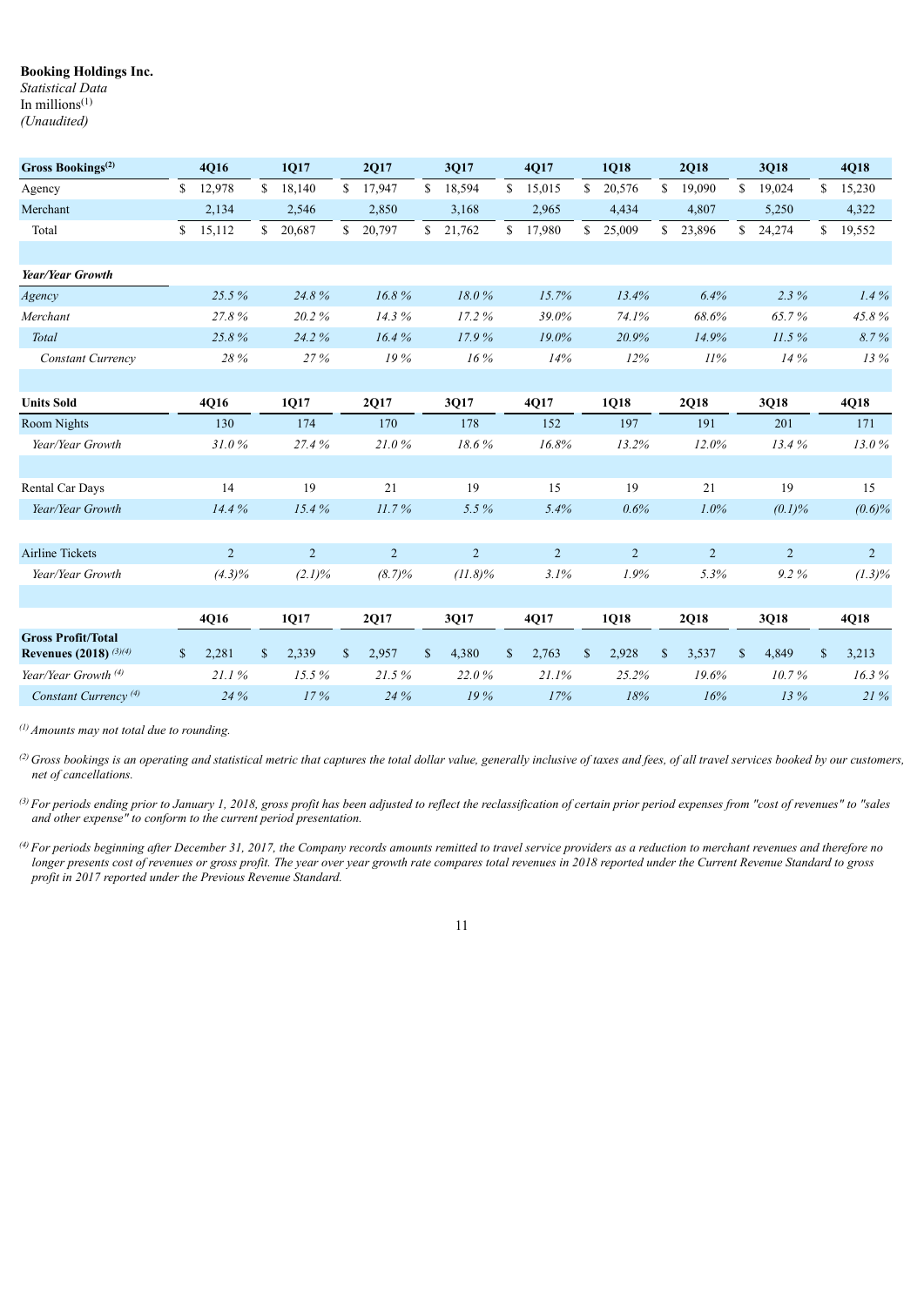**Booking Holdings Inc.**
*Statistical Data*
In millions[(1)]
*(Unaudited)*

| Gross Bookings[(2)] | 4Q16 | 1Q17 | 2Q17 | 3Q17 | 4Q17 | 1Q18 | 2Q18 | 3Q18 | 4Q18 |
|---|---|---|---|---|---|---|---|---|---|
| Agency | $ 12,978 | $ 18,140 | $ 17,947 | $ 18,594 | $ 15,015 | $ 20,576 | $ 19,090 | $ 19,024 | $ 15,230 |
| Merchant | 2,134 | 2,546 | 2,850 | 3,168 | 2,965 | 4,434 | 4,807 | 5,250 | 4,322 |
| Total | $ 15,112 | $ 20,687 | $ 20,797 | $ 21,762 | $ 17,980 | $ 25,009 | $ 23,896 | $ 24,274 | $ 19,552 |
| | | | | | | | | | |
| ***Year/Year Growth*** | | | | | | | | | |
| *Agency* | *25.5 %* | *24.8 %* | *16.8 %* | *18.0 %* | *15.7%* | *13.4%* | *6.4%* | *2.3 %* | *1.4 %* |
| *Merchant* | *27.8 %* | *20.2 %* | *14.3 %* | *17.2 %* | *39.0%* | *74.1%* | *68.6%* | *65.7 %* | *45.8 %* |
| *Total* | *25.8 %* | *24.2 %* | *16.4 %* | *17.9 %* | *19.0%* | *20.9%* | *14.9%* | *11.5 %* | *8.7 %* |
| *Constant Currency* | *28 %* | *27 %* | *19 %* | *16 %* | *14%* | *12%* | *11%* | *14 %* | *13 %* |
| | | | | | | | | | |
| **Units Sold** | **4Q16** | **1Q17** | **2Q17** | **3Q17** | **4Q17** | **1Q18** | **2Q18** | **3Q18** | **4Q18** |
| Room Nights | 130 | 174 | 170 | 178 | 152 | 197 | 191 | 201 | 171 |
| *Year/Year Growth* | *31.0 %* | *27.4 %* | *21.0 %* | *18.6 %* | *16.8%* | *13.2%* | *12.0%* | *13.4 %* | *13.0 %* |
| | | | | | | | | | |
| Rental Car Days | 14 | 19 | 21 | 19 | 15 | 19 | 21 | 19 | 15 |
| *Year/Year Growth* | *14.4 %* | *15.4 %* | *11.7 %* | *5.5 %* | *5.4%* | *0.6%* | *1.0%* | *(0.1)%* | *(0.6)%* |
| | | | | | | | | | |
| Airline Tickets | 2 | 2 | 2 | 2 | 2 | 2 | 2 | 2 | 2 |
| *Year/Year Growth* | *(4.3)%* | *(2.1)%* | *(8.7)%* | *(11.8)%* | *3.1%* | *1.9%* | *5.3%* | *9.2 %* | *(1.3)%* |
| | | | | | | | | | |
| | **4Q16** | **1Q17** | **2Q17** | **3Q17** | **4Q17** | **1Q18** | **2Q18** | **3Q18** | **4Q18** |
| **Gross Profit/Total Revenues (2018)** *[(3)(4)]* | $ 2,281 | $ 2,339 | $ 2,957 | $ 4,380 | $ 2,763 | $ 2,928 | $ 3,537 | $ 4,849 | $ 3,213 |
| *Year/Year Growth [(4)]* | *21.1 %* | *15.5 %* | *21.5 %* | *22.0 %* | *21.1%* | *25.2%* | *19.6%* | *10.7 %* | *16.3 %* |
| *Constant Currency [(4)]* | *24 %* | *17 %* | *24 %* | *19 %* | *17%* | *18%* | *16%* | *13 %* | *21 %* |

*[(1)] Amounts may not total due to rounding.*

*[(2)] Gross bookings is an operating and statistical metric that captures the total dollar value, generally inclusive of taxes and fees, of all travel services booked by our customers, net of cancellations.*

*[(3)] For periods ending prior to January 1, 2018, gross profit has been adjusted to reflect the reclassification of certain prior period expenses from "cost of revenues" to "sales and other expense" to conform to the current period presentation.*

*[(4)] For periods beginning after December 31, 2017, the Company records amounts remitted to travel service providers as a reduction to merchant revenues and therefore no longer presents cost of revenues or gross profit. The year over year growth rate compares total revenues in 2018 reported under the Current Revenue Standard to gross profit in 2017 reported under the Previous Revenue Standard.*